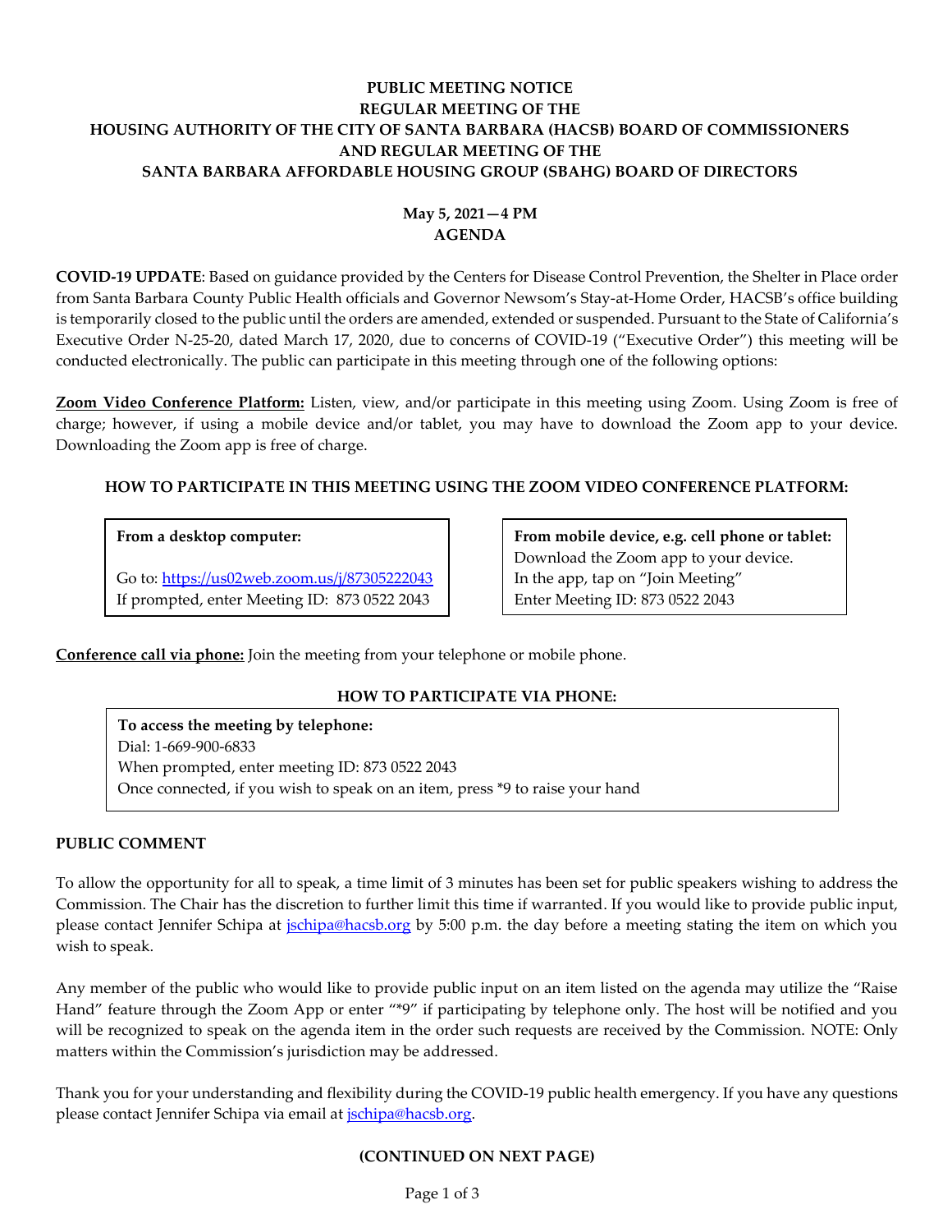# PUBLIC MEETING NOTICE
# REGULAR MEETING OF THE
# HOUSING AUTHORITY OF THE CITY OF SANTA BARBARA (HACSB) BOARD OF COMMISSIONERS
# AND REGULAR MEETING OF THE
# SANTA BARBARA AFFORDABLE HOUSING GROUP (SBAHG) BOARD OF DIRECTORS

**May 5, 2021—4 PM**
**AGENDA**

**COVID-19 UPDATE**: Based on guidance provided by the Centers for Disease Control Prevention, the Shelter in Place order from Santa Barbara County Public Health officials and Governor Newsom's Stay-at-Home Order, HACSB's office building is temporarily closed to the public until the orders are amended, extended or suspended. Pursuant to the State of California's Executive Order N-25-20, dated March 17, 2020, due to concerns of COVID-19 ("Executive Order") this meeting will be conducted electronically. The public can participate in this meeting through one of the following options:

**Zoom Video Conference Platform:** Listen, view, and/or participate in this meeting using Zoom. Using Zoom is free of charge; however, if using a mobile device and/or tablet, you may have to download the Zoom app to your device. Downloading the Zoom app is free of charge.

**HOW TO PARTICIPATE IN THIS MEETING USING THE ZOOM VIDEO CONFERENCE PLATFORM:**

| **From a desktop computer:** | **From mobile device, e.g. cell phone or tablet:** |
|---|---|
| Go to: https://us02web.zoom.us/j/87305222043 | Download the Zoom app to your device. |
| If prompted, enter Meeting ID: 873 0522 2043 | In the app, tap on "Join Meeting" |
| | Enter Meeting ID: 873 0522 2043 |

**Conference call via phone:** Join the meeting from your telephone or mobile phone.

**HOW TO PARTICIPATE VIA PHONE:**

**To access the meeting by telephone:**
Dial: 1-669-900-6833
When prompted, enter meeting ID: 873 0522 2043
Once connected, if you wish to speak on an item, press *9 to raise your hand

**PUBLIC COMMENT**

To allow the opportunity for all to speak, a time limit of 3 minutes has been set for public speakers wishing to address the Commission. The Chair has the discretion to further limit this time if warranted. If you would like to provide public input, please contact Jennifer Schipa at jschipa@hacsb.org by 5:00 p.m. the day before a meeting stating the item on which you wish to speak.

Any member of the public who would like to provide public input on an item listed on the agenda may utilize the "Raise Hand" feature through the Zoom App or enter "*9" if participating by telephone only. The host will be notified and you will be recognized to speak on the agenda item in the order such requests are received by the Commission. NOTE: Only matters within the Commission's jurisdiction may be addressed.

Thank you for your understanding and flexibility during the COVID-19 public health emergency. If you have any questions please contact Jennifer Schipa via email at jschipa@hacsb.org.

**(CONTINUED ON NEXT PAGE)**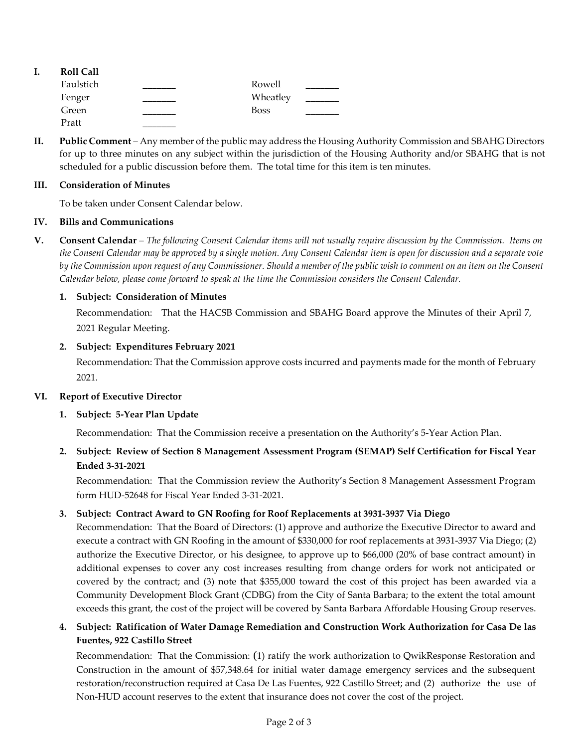## I. Roll Call

| | | | |
|---|---|---|---|
| Faulstich | _______ | Rowell | _______ |
| Fenger | _______ | Wheatley | _______ |
| Green | _______ | Boss | _______ |
| Pratt | _______ | | |

## II. Public Comment

**Public Comment** – Any member of the public may address the Housing Authority Commission and SBAHG Directors for up to three minutes on any subject within the jurisdiction of the Housing Authority and/or SBAHG that is not scheduled for a public discussion before them. The total time for this item is ten minutes.

## III. Consideration of Minutes

To be taken under Consent Calendar below.

## IV. Bills and Communications

## V. Consent Calendar

**Consent Calendar** – *The following Consent Calendar items will not usually require discussion by the Commission. Items on the Consent Calendar may be approved by a single motion. Any Consent Calendar item is open for discussion and a separate vote by the Commission upon request of any Commissioner. Should a member of the public wish to comment on an item on the Consent Calendar below, please come forward to speak at the time the Commission considers the Consent Calendar.*

1. **Subject: Consideration of Minutes**

   Recommendation: That the HACSB Commission and SBAHG Board approve the Minutes of their April 7, 2021 Regular Meeting.

2. **Subject: Expenditures February 2021**

   Recommendation: That the Commission approve costs incurred and payments made for the month of February 2021.

## VI. Report of Executive Director

1. **Subject: 5-Year Plan Update**

   Recommendation: That the Commission receive a presentation on the Authority's 5-Year Action Plan.

2. **Subject: Review of Section 8 Management Assessment Program (SEMAP) Self Certification for Fiscal Year Ended 3-31-2021**

   Recommendation: That the Commission review the Authority's Section 8 Management Assessment Program form HUD-52648 for Fiscal Year Ended 3-31-2021.

3. **Subject: Contract Award to GN Roofing for Roof Replacements at 3931-3937 Via Diego**

   Recommendation: That the Board of Directors: (1) approve and authorize the Executive Director to award and execute a contract with GN Roofing in the amount of $330,000 for roof replacements at 3931-3937 Via Diego; (2) authorize the Executive Director, or his designee, to approve up to $66,000 (20% of base contract amount) in additional expenses to cover any cost increases resulting from change orders for work not anticipated or covered by the contract; and (3) note that $355,000 toward the cost of this project has been awarded via a Community Development Block Grant (CDBG) from the City of Santa Barbara; to the extent the total amount exceeds this grant, the cost of the project will be covered by Santa Barbara Affordable Housing Group reserves.

4. **Subject: Ratification of Water Damage Remediation and Construction Work Authorization for Casa De las Fuentes, 922 Castillo Street**

   Recommendation: That the Commission: (1) ratify the work authorization to QwikResponse Restoration and Construction in the amount of $57,348.64 for initial water damage emergency services and the subsequent restoration/reconstruction required at Casa De Las Fuentes, 922 Castillo Street; and (2) authorize the use of Non-HUD account reserves to the extent that insurance does not cover the cost of the project.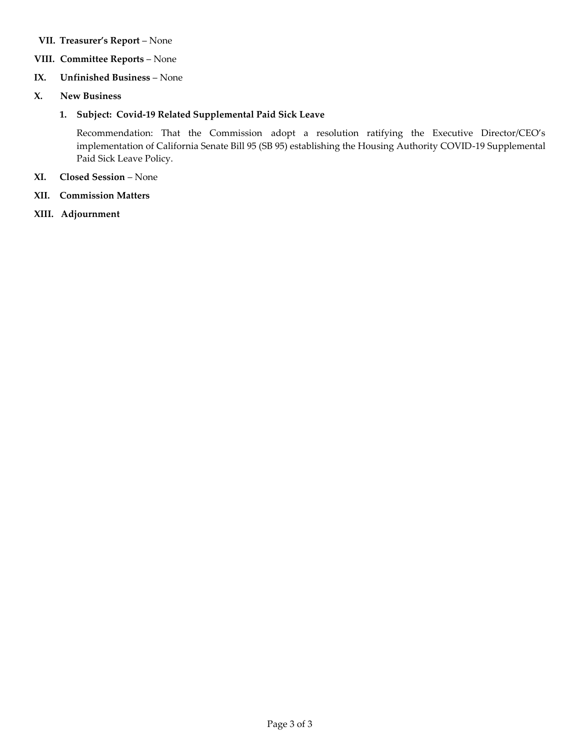**VII. Treasurer's Report** – None

**VIII. Committee Reports** – None

**IX. Unfinished Business** – None

**X. New Business**

**1. Subject: Covid-19 Related Supplemental Paid Sick Leave**

Recommendation: That the Commission adopt a resolution ratifying the Executive Director/CEO's implementation of California Senate Bill 95 (SB 95) establishing the Housing Authority COVID-19 Supplemental Paid Sick Leave Policy.

**XI. Closed Session** – None

**XII. Commission Matters**

**XIII. Adjournment**